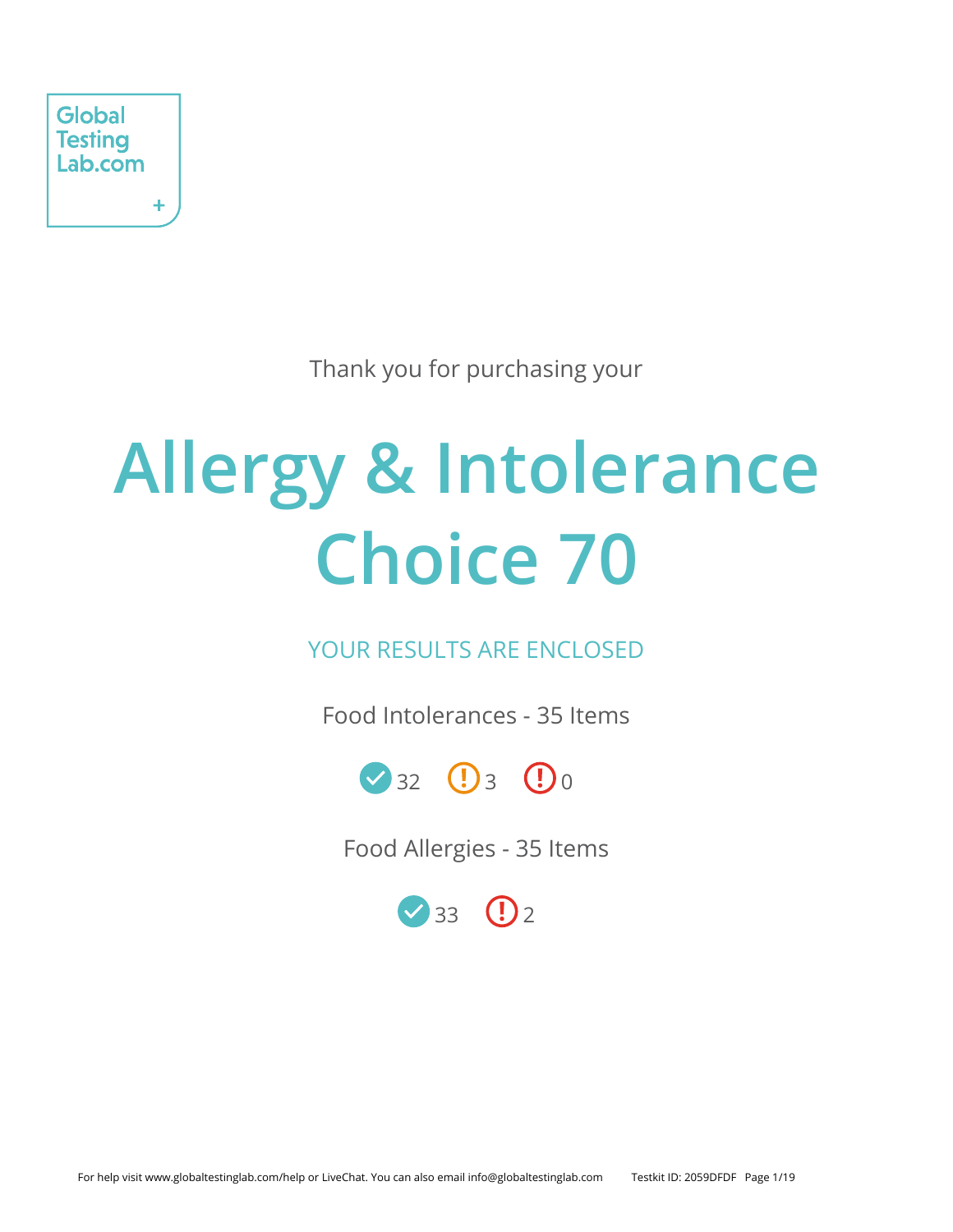Global Testing Lab.com

Thank you for purchasing your

# Allergy & Intolerance Choice 70

YOUR RESULTS ARE ENCLOSED

Food Intolerances - 35 Items

✓ 32 ! 3 ! 0

Food Allergies - 35 Items

✓ 33 ! 2

For help visit www.globaltestinglab.com/help or LiveChat. You can also email info@globaltestinglab.com Testkit ID: 2059DFDF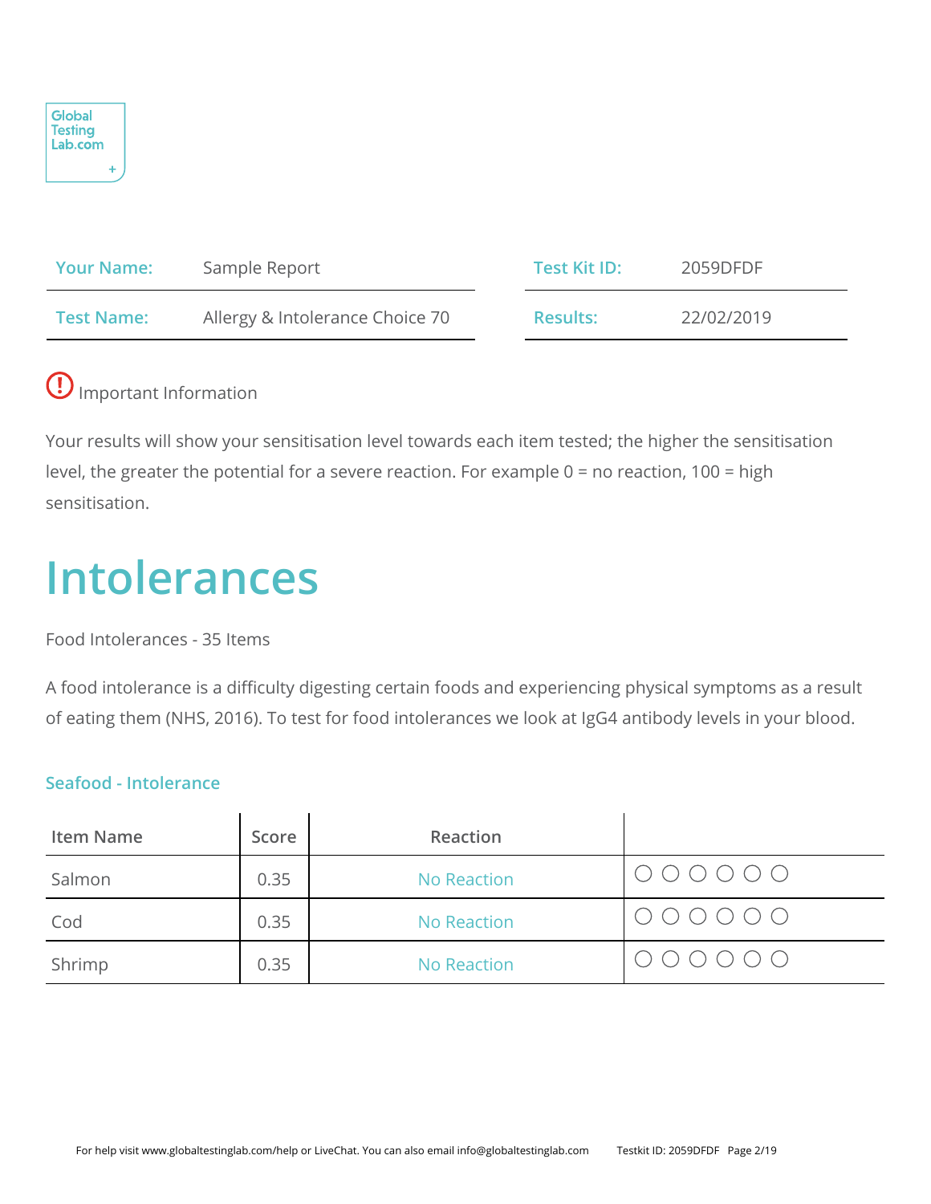| Your Name: | Sample Report | Test Kit ID: | 2059DFDF |
| --- | --- | --- | --- |
| Test Name: | Allergy & Intolerance Choice 70 | Results: | 22/02/2019 |

Important Information

Your results will show your sensitisation level towards each item tested; the higher the sensitisation level, the greater the potential for a severe reaction. For example 0 = no reaction, 100 = high sensitisation.

# Intolerances

Food Intolerances - 35 Items

A food intolerance is a difficulty digesting certain foods and experiencing physical symptoms as a result of eating them (NHS, 2016). To test for food intolerances we look at IgG4 antibody levels in your blood.

### Seafood - Intolerance

| Item Name | Score | Reaction | |
| --- | --- | --- | --- |
| Salmon | 0.35 | No Reaction | ○ ○ ○ ○ ○ ○ |
| Cod | 0.35 | No Reaction | ○ ○ ○ ○ ○ ○ |
| Shrimp | 0.35 | No Reaction | ○ ○ ○ ○ ○ ○ |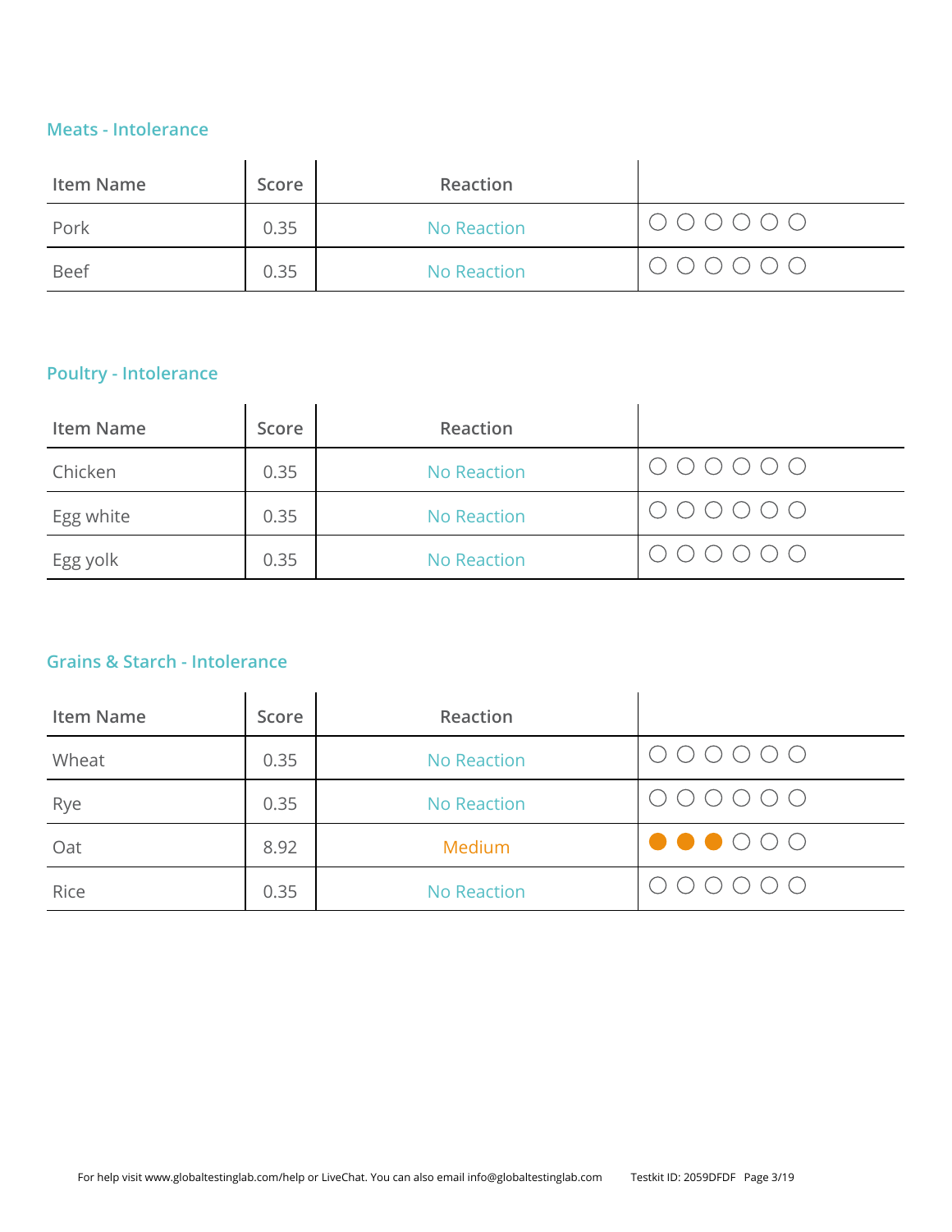## Meats - Intolerance

| Item Name | Score | Reaction | |
|---|---|---|---|
| Pork | 0.35 | No Reaction | ○ ○ ○ ○ ○ ○ |
| Beef | 0.35 | No Reaction | ○ ○ ○ ○ ○ ○ |

## Poultry - Intolerance

| Item Name | Score | Reaction | |
|---|---|---|---|
| Chicken | 0.35 | No Reaction | ○ ○ ○ ○ ○ ○ |
| Egg white | 0.35 | No Reaction | ○ ○ ○ ○ ○ ○ |
| Egg yolk | 0.35 | No Reaction | ○ ○ ○ ○ ○ ○ |

## Grains & Starch - Intolerance

| Item Name | Score | Reaction | |
|---|---|---|---|
| Wheat | 0.35 | No Reaction | ○ ○ ○ ○ ○ ○ |
| Rye | 0.35 | No Reaction | ○ ○ ○ ○ ○ ○ |
| Oat | 8.92 | Medium | ● ● ● ○ ○ ○ |
| Rice | 0.35 | No Reaction | ○ ○ ○ ○ ○ ○ |

For help visit www.globaltestinglab.com/help or LiveChat. You can also email info@globaltestinglab.com Testkit ID: 2059DFDF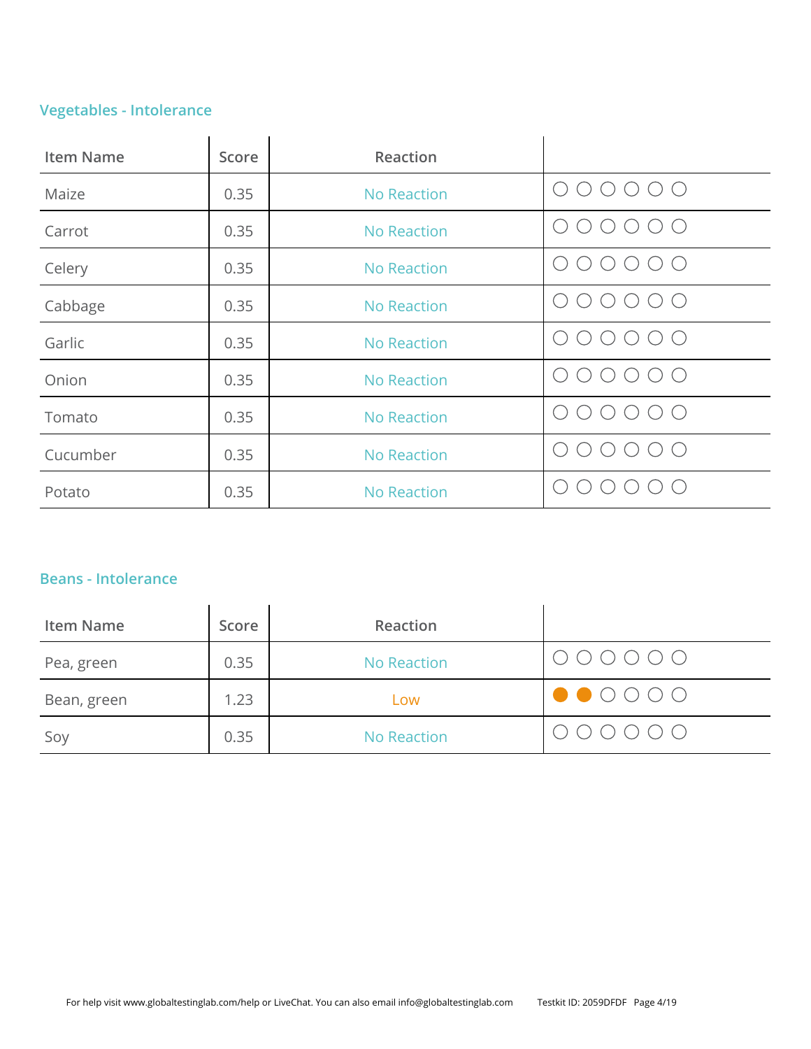## Vegetables - Intolerance

| Item Name | Score | Reaction | |
|---|---|---|---|
| Maize | 0.35 | No Reaction | ○○○○○○ |
| Carrot | 0.35 | No Reaction | ○○○○○○ |
| Celery | 0.35 | No Reaction | ○○○○○○ |
| Cabbage | 0.35 | No Reaction | ○○○○○○ |
| Garlic | 0.35 | No Reaction | ○○○○○○ |
| Onion | 0.35 | No Reaction | ○○○○○○ |
| Tomato | 0.35 | No Reaction | ○○○○○○ |
| Cucumber | 0.35 | No Reaction | ○○○○○○ |
| Potato | 0.35 | No Reaction | ○○○○○○ |

## Beans - Intolerance

| Item Name | Score | Reaction | |
|---|---|---|---|
| Pea, green | 0.35 | No Reaction | ○○○○○○ |
| Bean, green | 1.23 | Low | ●●○○○○ |
| Soy | 0.35 | No Reaction | ○○○○○○ |

For help visit www.globaltestinglab.com/help or LiveChat. You can also email info@globaltestinglab.com Testkit ID: 2059DFDF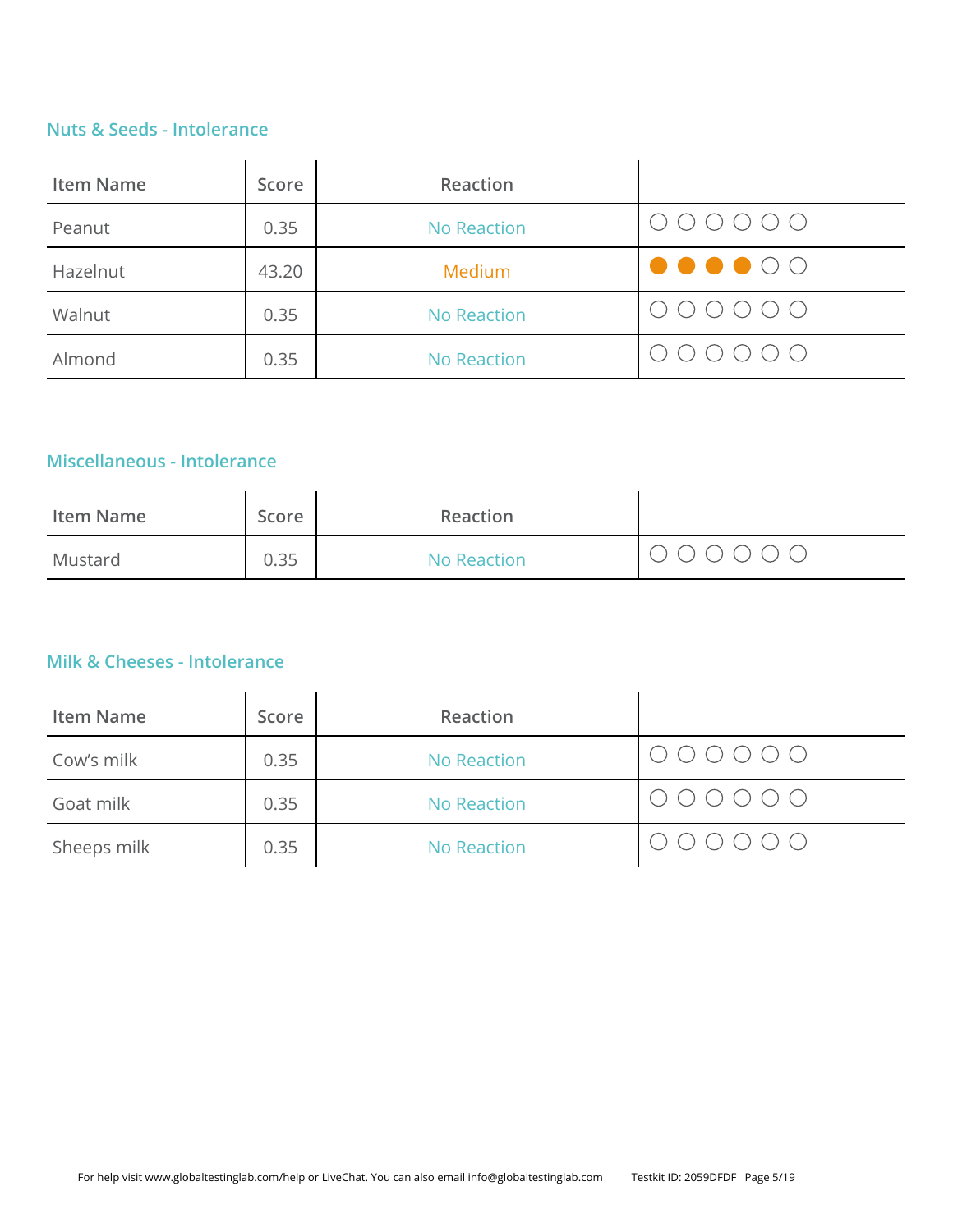## Nuts & Seeds - Intolerance

| Item Name | Score | Reaction | |
|---|---|---|---|
| Peanut | 0.35 | No Reaction | ○ ○ ○ ○ ○ ○ |
| Hazelnut | 43.20 | Medium | ● ● ● ● ○ ○ |
| Walnut | 0.35 | No Reaction | ○ ○ ○ ○ ○ ○ |
| Almond | 0.35 | No Reaction | ○ ○ ○ ○ ○ ○ |

## Miscellaneous - Intolerance

| Item Name | Score | Reaction | |
|---|---|---|---|
| Mustard | 0.35 | No Reaction | ○ ○ ○ ○ ○ ○ |

## Milk & Cheeses - Intolerance

| Item Name | Score | Reaction | |
|---|---|---|---|
| Cow's milk | 0.35 | No Reaction | ○ ○ ○ ○ ○ ○ |
| Goat milk | 0.35 | No Reaction | ○ ○ ○ ○ ○ ○ |
| Sheeps milk | 0.35 | No Reaction | ○ ○ ○ ○ ○ ○ |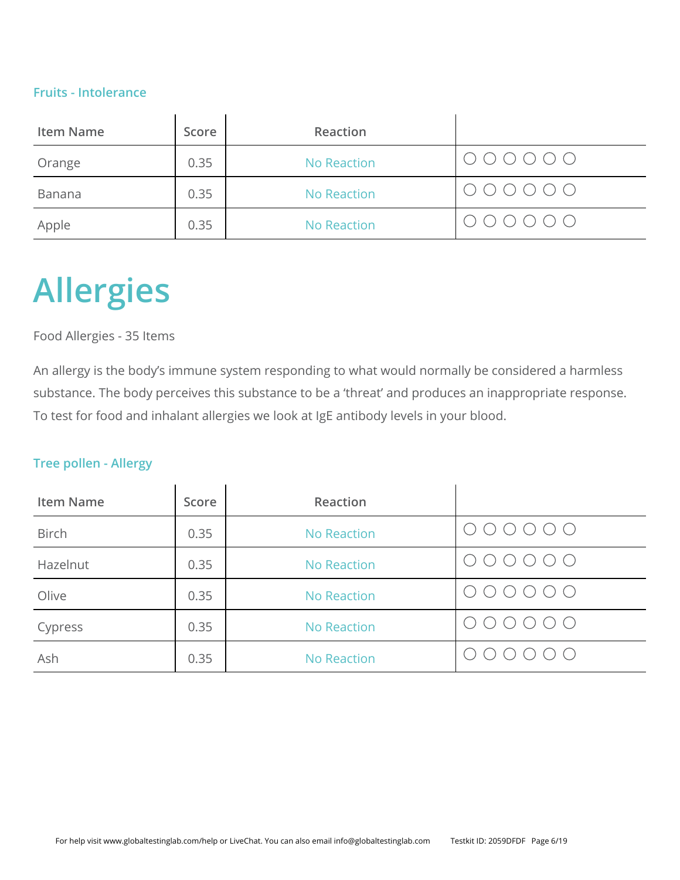### Fruits - Intolerance

| Item Name | Score | Reaction | |
|---|---|---|---|
| Orange | 0.35 | No Reaction | ○ ○ ○ ○ ○ ○ |
| Banana | 0.35 | No Reaction | ○ ○ ○ ○ ○ ○ |
| Apple | 0.35 | No Reaction | ○ ○ ○ ○ ○ ○ |

# Allergies

Food Allergies - 35 Items

An allergy is the body's immune system responding to what would normally be considered a harmless substance. The body perceives this substance to be a 'threat' and produces an inappropriate response. To test for food and inhalant allergies we look at IgE antibody levels in your blood.

### Tree pollen - Allergy

| Item Name | Score | Reaction | |
|---|---|---|---|
| Birch | 0.35 | No Reaction | ○ ○ ○ ○ ○ ○ |
| Hazelnut | 0.35 | No Reaction | ○ ○ ○ ○ ○ ○ |
| Olive | 0.35 | No Reaction | ○ ○ ○ ○ ○ ○ |
| Cypress | 0.35 | No Reaction | ○ ○ ○ ○ ○ ○ |
| Ash | 0.35 | No Reaction | ○ ○ ○ ○ ○ ○ |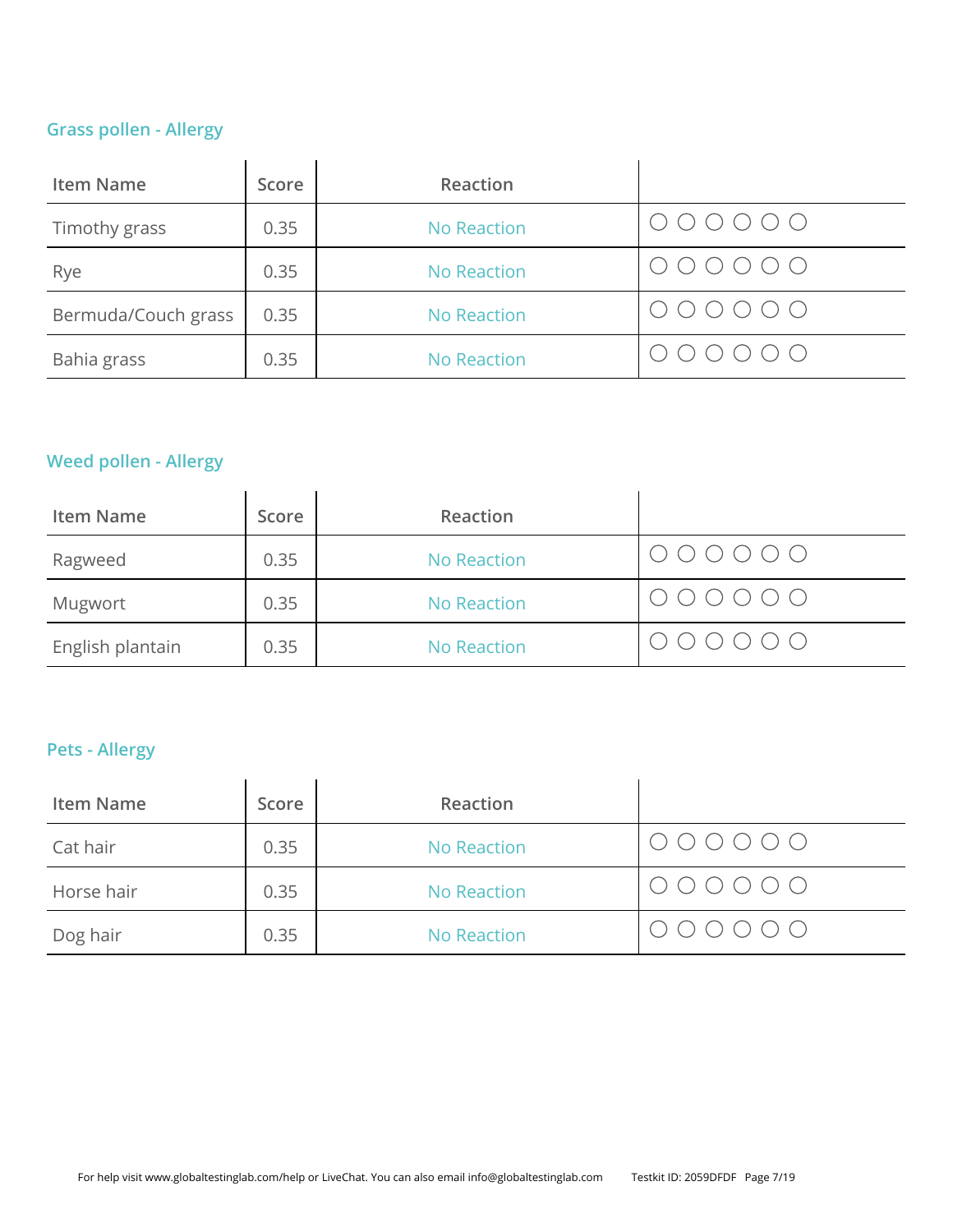## Grass pollen - Allergy

| Item Name | Score | Reaction | |
|---|---|---|---|
| Timothy grass | 0.35 | No Reaction | ○ ○ ○ ○ ○ ○ |
| Rye | 0.35 | No Reaction | ○ ○ ○ ○ ○ ○ |
| Bermuda/Couch grass | 0.35 | No Reaction | ○ ○ ○ ○ ○ ○ |
| Bahia grass | 0.35 | No Reaction | ○ ○ ○ ○ ○ ○ |

## Weed pollen - Allergy

| Item Name | Score | Reaction | |
|---|---|---|---|
| Ragweed | 0.35 | No Reaction | ○ ○ ○ ○ ○ ○ |
| Mugwort | 0.35 | No Reaction | ○ ○ ○ ○ ○ ○ |
| English plantain | 0.35 | No Reaction | ○ ○ ○ ○ ○ ○ |

## Pets - Allergy

| Item Name | Score | Reaction | |
|---|---|---|---|
| Cat hair | 0.35 | No Reaction | ○ ○ ○ ○ ○ ○ |
| Horse hair | 0.35 | No Reaction | ○ ○ ○ ○ ○ ○ |
| Dog hair | 0.35 | No Reaction | ○ ○ ○ ○ ○ ○ |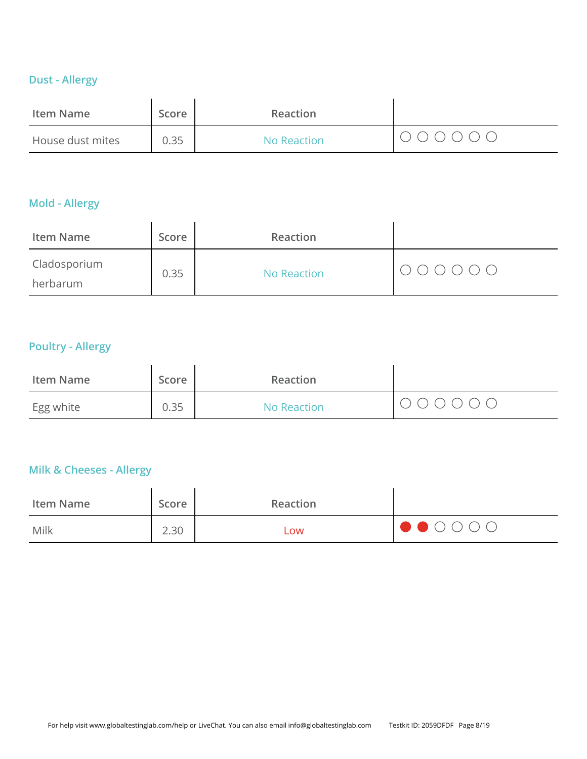## Dust - Allergy

| Item Name | Score | Reaction | |
|---|---|---|---|
| House dust mites | 0.35 | No Reaction | ○ ○ ○ ○ ○ ○ |

## Mold - Allergy

| Item Name | Score | Reaction | |
|---|---|---|---|
| Cladosporium herbarum | 0.35 | No Reaction | ○ ○ ○ ○ ○ ○ |

## Poultry - Allergy

| Item Name | Score | Reaction | |
|---|---|---|---|
| Egg white | 0.35 | No Reaction | ○ ○ ○ ○ ○ ○ |

## Milk & Cheeses - Allergy

| Item Name | Score | Reaction | |
|---|---|---|---|
| Milk | 2.30 | Low | ● ● ○ ○ ○ ○ |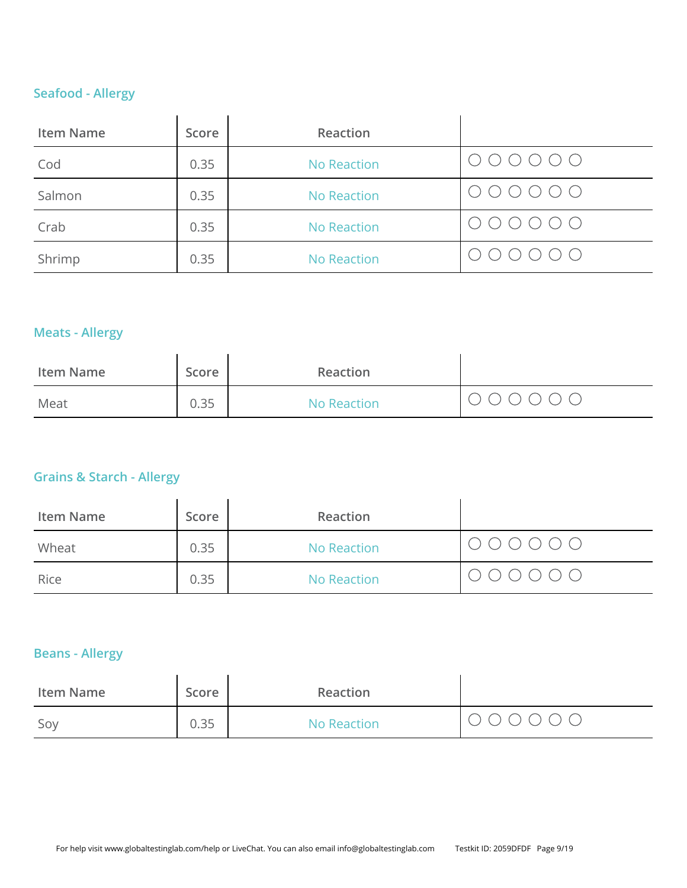## Seafood - Allergy

| Item Name | Score | Reaction | |
|---|---|---|---|
| Cod | 0.35 | No Reaction | ○ ○ ○ ○ ○ ○ |
| Salmon | 0.35 | No Reaction | ○ ○ ○ ○ ○ ○ |
| Crab | 0.35 | No Reaction | ○ ○ ○ ○ ○ ○ |
| Shrimp | 0.35 | No Reaction | ○ ○ ○ ○ ○ ○ |

## Meats - Allergy

| Item Name | Score | Reaction | |
|---|---|---|---|
| Meat | 0.35 | No Reaction | ○ ○ ○ ○ ○ ○ |

## Grains & Starch - Allergy

| Item Name | Score | Reaction | |
|---|---|---|---|
| Wheat | 0.35 | No Reaction | ○ ○ ○ ○ ○ ○ |
| Rice | 0.35 | No Reaction | ○ ○ ○ ○ ○ ○ |

## Beans - Allergy

| Item Name | Score | Reaction | |
|---|---|---|---|
| Soy | 0.35 | No Reaction | ○ ○ ○ ○ ○ ○ |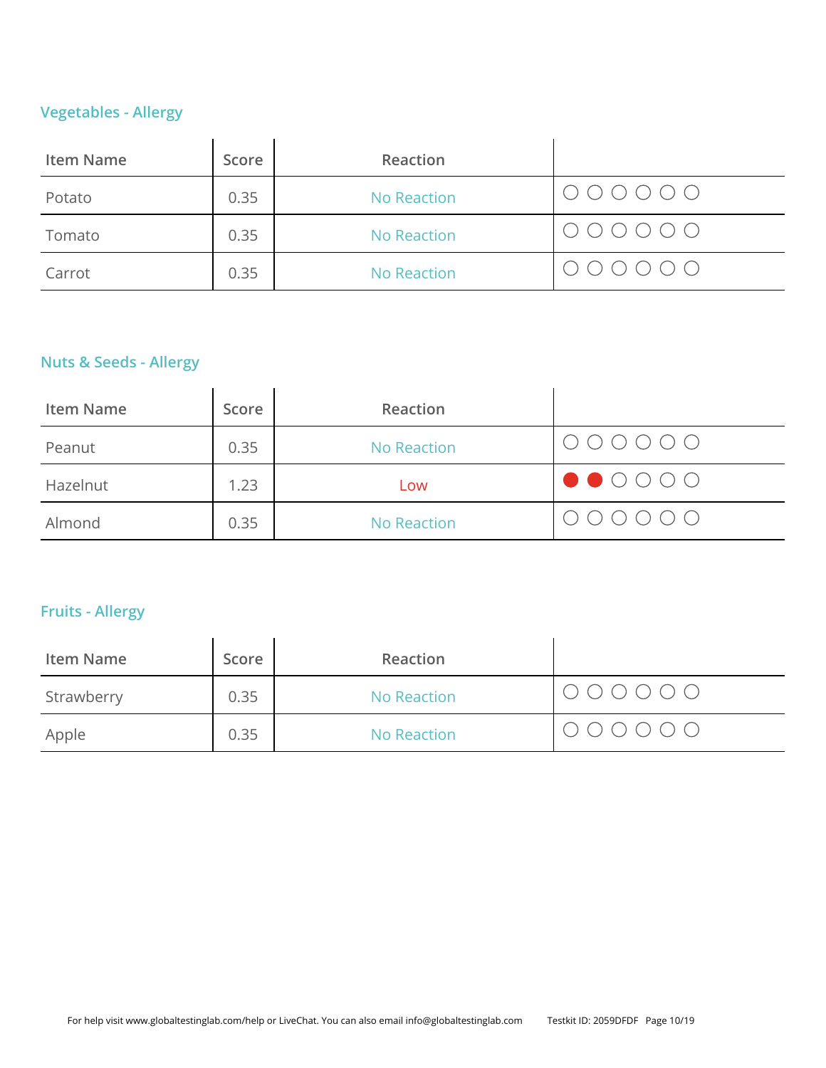## Vegetables - Allergy

| Item Name | Score | Reaction | |
|---|---|---|---|
| Potato | 0.35 | No Reaction | ○○○○○○ |
| Tomato | 0.35 | No Reaction | ○○○○○○ |
| Carrot | 0.35 | No Reaction | ○○○○○○ |

## Nuts & Seeds - Allergy

| Item Name | Score | Reaction | |
|---|---|---|---|
| Peanut | 0.35 | No Reaction | ○○○○○○ |
| Hazelnut | 1.23 | Low | ●●○○○○ |
| Almond | 0.35 | No Reaction | ○○○○○○ |

## Fruits - Allergy

| Item Name | Score | Reaction | |
|---|---|---|---|
| Strawberry | 0.35 | No Reaction | ○○○○○○ |
| Apple | 0.35 | No Reaction | ○○○○○○ |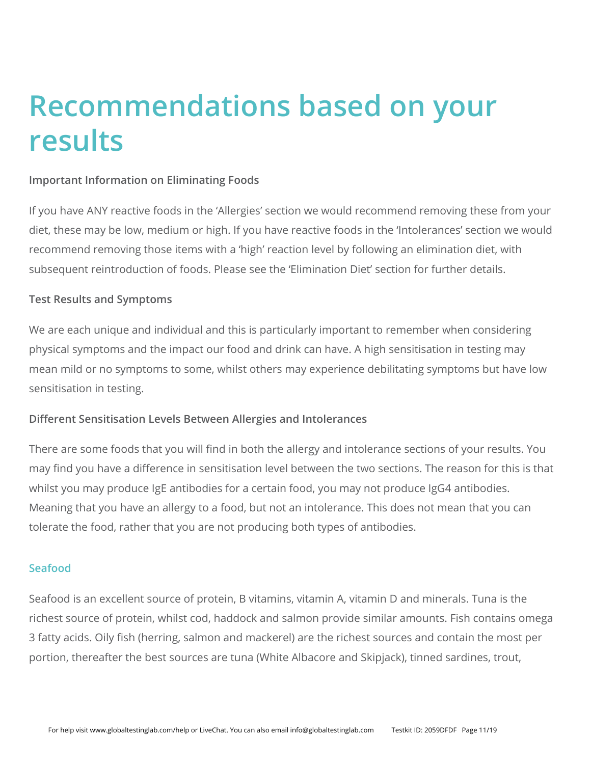# Recommendations based on your results

**Important Information on Eliminating Foods**

If you have ANY reactive foods in the 'Allergies' section we would recommend removing these from your diet, these may be low, medium or high. If you have reactive foods in the 'Intolerances' section we would recommend removing those items with a 'high' reaction level by following an elimination diet, with subsequent reintroduction of foods. Please see the 'Elimination Diet' section for further details.

**Test Results and Symptoms**

We are each unique and individual and this is particularly important to remember when considering physical symptoms and the impact our food and drink can have. A high sensitisation in testing may mean mild or no symptoms to some, whilst others may experience debilitating symptoms but have low sensitisation in testing.

**Different Sensitisation Levels Between Allergies and Intolerances**

There are some foods that you will find in both the allergy and intolerance sections of your results. You may find you have a difference in sensitisation level between the two sections. The reason for this is that whilst you may produce IgE antibodies for a certain food, you may not produce IgG4 antibodies. Meaning that you have an allergy to a food, but not an intolerance. This does not mean that you can tolerate the food, rather that you are not producing both types of antibodies.

## Seafood

Seafood is an excellent source of protein, B vitamins, vitamin A, vitamin D and minerals. Tuna is the richest source of protein, whilst cod, haddock and salmon provide similar amounts. Fish contains omega 3 fatty acids. Oily fish (herring, salmon and mackerel) are the richest sources and contain the most per portion, thereafter the best sources are tuna (White Albacore and Skipjack), tinned sardines, trout,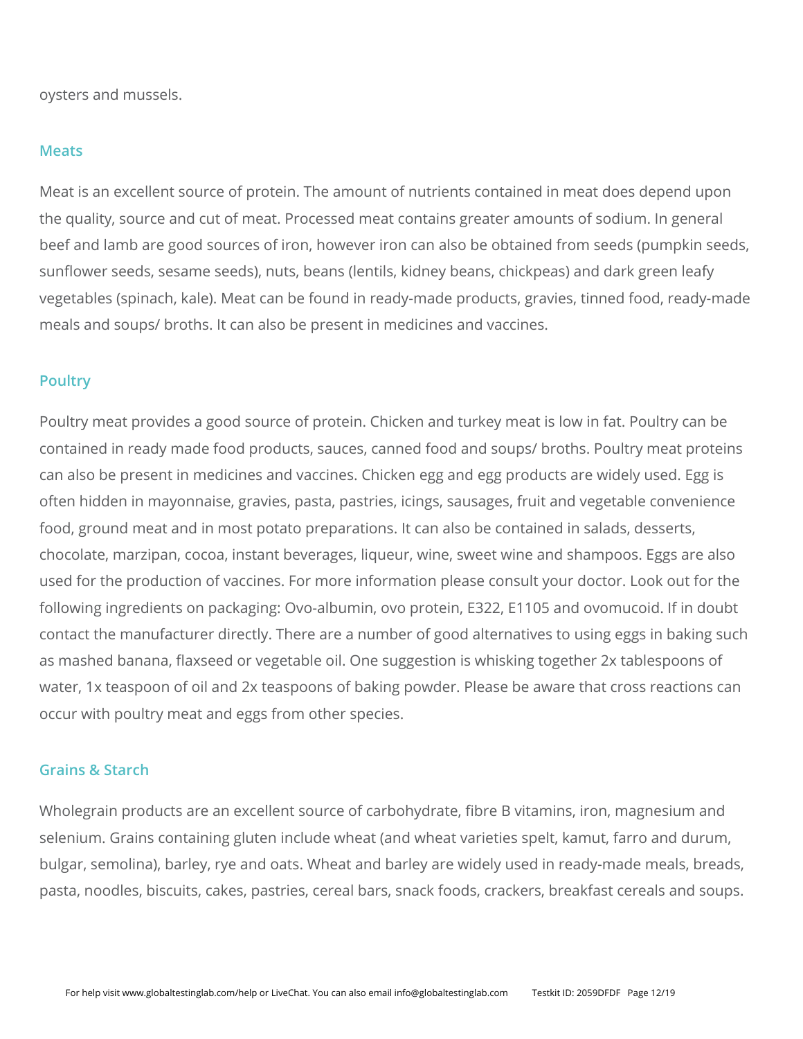oysters and mussels.

## Meats

Meat is an excellent source of protein. The amount of nutrients contained in meat does depend upon the quality, source and cut of meat. Processed meat contains greater amounts of sodium. In general beef and lamb are good sources of iron, however iron can also be obtained from seeds (pumpkin seeds, sunflower seeds, sesame seeds), nuts, beans (lentils, kidney beans, chickpeas) and dark green leafy vegetables (spinach, kale). Meat can be found in ready-made products, gravies, tinned food, ready-made meals and soups/ broths. It can also be present in medicines and vaccines.

## Poultry

Poultry meat provides a good source of protein. Chicken and turkey meat is low in fat. Poultry can be contained in ready made food products, sauces, canned food and soups/ broths. Poultry meat proteins can also be present in medicines and vaccines. Chicken egg and egg products are widely used. Egg is often hidden in mayonnaise, gravies, pasta, pastries, icings, sausages, fruit and vegetable convenience food, ground meat and in most potato preparations. It can also be contained in salads, desserts, chocolate, marzipan, cocoa, instant beverages, liqueur, wine, sweet wine and shampoos. Eggs are also used for the production of vaccines. For more information please consult your doctor. Look out for the following ingredients on packaging: Ovo-albumin, ovo protein, E322, E1105 and ovomucoid. If in doubt contact the manufacturer directly. There are a number of good alternatives to using eggs in baking such as mashed banana, flaxseed or vegetable oil. One suggestion is whisking together 2x tablespoons of water, 1x teaspoon of oil and 2x teaspoons of baking powder. Please be aware that cross reactions can occur with poultry meat and eggs from other species.

## Grains & Starch

Wholegrain products are an excellent source of carbohydrate, fibre B vitamins, iron, magnesium and selenium. Grains containing gluten include wheat (and wheat varieties spelt, kamut, farro and durum, bulgar, semolina), barley, rye and oats. Wheat and barley are widely used in ready-made meals, breads, pasta, noodles, biscuits, cakes, pastries, cereal bars, snack foods, crackers, breakfast cereals and soups.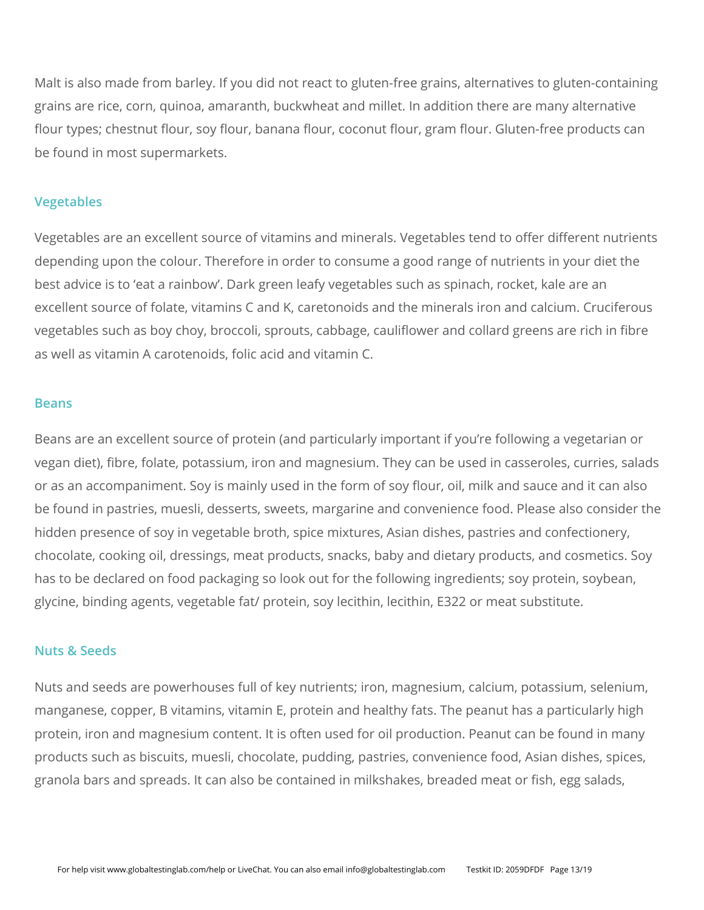Malt is also made from barley. If you did not react to gluten-free grains, alternatives to gluten-containing grains are rice, corn, quinoa, amaranth, buckwheat and millet. In addition there are many alternative flour types; chestnut flour, soy flour, banana flour, coconut flour, gram flour. Gluten-free products can be found in most supermarkets.

## Vegetables

Vegetables are an excellent source of vitamins and minerals. Vegetables tend to offer different nutrients depending upon the colour. Therefore in order to consume a good range of nutrients in your diet the best advice is to 'eat a rainbow'. Dark green leafy vegetables such as spinach, rocket, kale are an excellent source of folate, vitamins C and K, caretonoids and the minerals iron and calcium. Cruciferous vegetables such as boy choy, broccoli, sprouts, cabbage, cauliflower and collard greens are rich in fibre as well as vitamin A carotenoids, folic acid and vitamin C.

## Beans

Beans are an excellent source of protein (and particularly important if you're following a vegetarian or vegan diet), fibre, folate, potassium, iron and magnesium. They can be used in casseroles, curries, salads or as an accompaniment. Soy is mainly used in the form of soy flour, oil, milk and sauce and it can also be found in pastries, muesli, desserts, sweets, margarine and convenience food. Please also consider the hidden presence of soy in vegetable broth, spice mixtures, Asian dishes, pastries and confectionery, chocolate, cooking oil, dressings, meat products, snacks, baby and dietary products, and cosmetics. Soy has to be declared on food packaging so look out for the following ingredients; soy protein, soybean, glycine, binding agents, vegetable fat/ protein, soy lecithin, lecithin, E322 or meat substitute.

## Nuts & Seeds

Nuts and seeds are powerhouses full of key nutrients; iron, magnesium, calcium, potassium, selenium, manganese, copper, B vitamins, vitamin E, protein and healthy fats. The peanut has a particularly high protein, iron and magnesium content. It is often used for oil production. Peanut can be found in many products such as biscuits, muesli, chocolate, pudding, pastries, convenience food, Asian dishes, spices, granola bars and spreads. It can also be contained in milkshakes, breaded meat or fish, egg salads,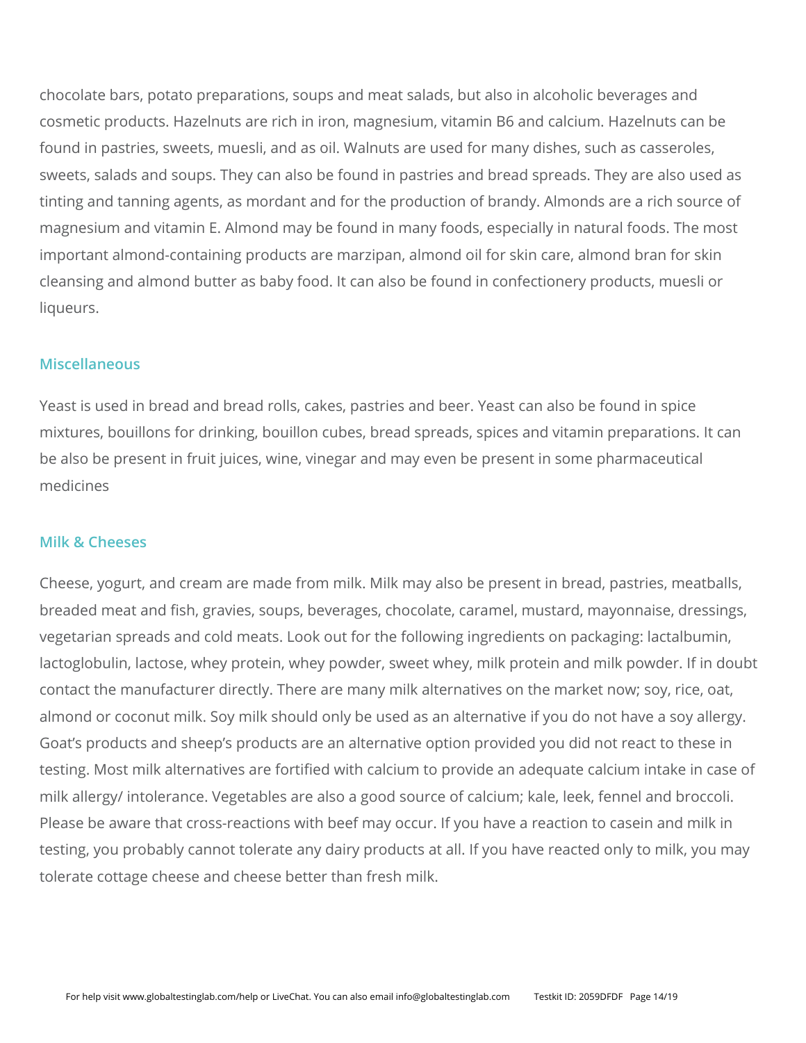chocolate bars, potato preparations, soups and meat salads, but also in alcoholic beverages and cosmetic products. Hazelnuts are rich in iron, magnesium, vitamin B6 and calcium. Hazelnuts can be found in pastries, sweets, muesli, and as oil. Walnuts are used for many dishes, such as casseroles, sweets, salads and soups. They can also be found in pastries and bread spreads. They are also used as tinting and tanning agents, as mordant and for the production of brandy. Almonds are a rich source of magnesium and vitamin E. Almond may be found in many foods, especially in natural foods. The most important almond-containing products are marzipan, almond oil for skin care, almond bran for skin cleansing and almond butter as baby food. It can also be found in confectionery products, muesli or liqueurs.

## Miscellaneous

Yeast is used in bread and bread rolls, cakes, pastries and beer. Yeast can also be found in spice mixtures, bouillons for drinking, bouillon cubes, bread spreads, spices and vitamin preparations. It can be also be present in fruit juices, wine, vinegar and may even be present in some pharmaceutical medicines

## Milk & Cheeses

Cheese, yogurt, and cream are made from milk. Milk may also be present in bread, pastries, meatballs, breaded meat and fish, gravies, soups, beverages, chocolate, caramel, mustard, mayonnaise, dressings, vegetarian spreads and cold meats. Look out for the following ingredients on packaging: lactalbumin, lactoglobulin, lactose, whey protein, whey powder, sweet whey, milk protein and milk powder. If in doubt contact the manufacturer directly. There are many milk alternatives on the market now; soy, rice, oat, almond or coconut milk. Soy milk should only be used as an alternative if you do not have a soy allergy. Goat's products and sheep's products are an alternative option provided you did not react to these in testing. Most milk alternatives are fortified with calcium to provide an adequate calcium intake in case of milk allergy/ intolerance. Vegetables are also a good source of calcium; kale, leek, fennel and broccoli. Please be aware that cross-reactions with beef may occur. If you have a reaction to casein and milk in testing, you probably cannot tolerate any dairy products at all. If you have reacted only to milk, you may tolerate cottage cheese and cheese better than fresh milk.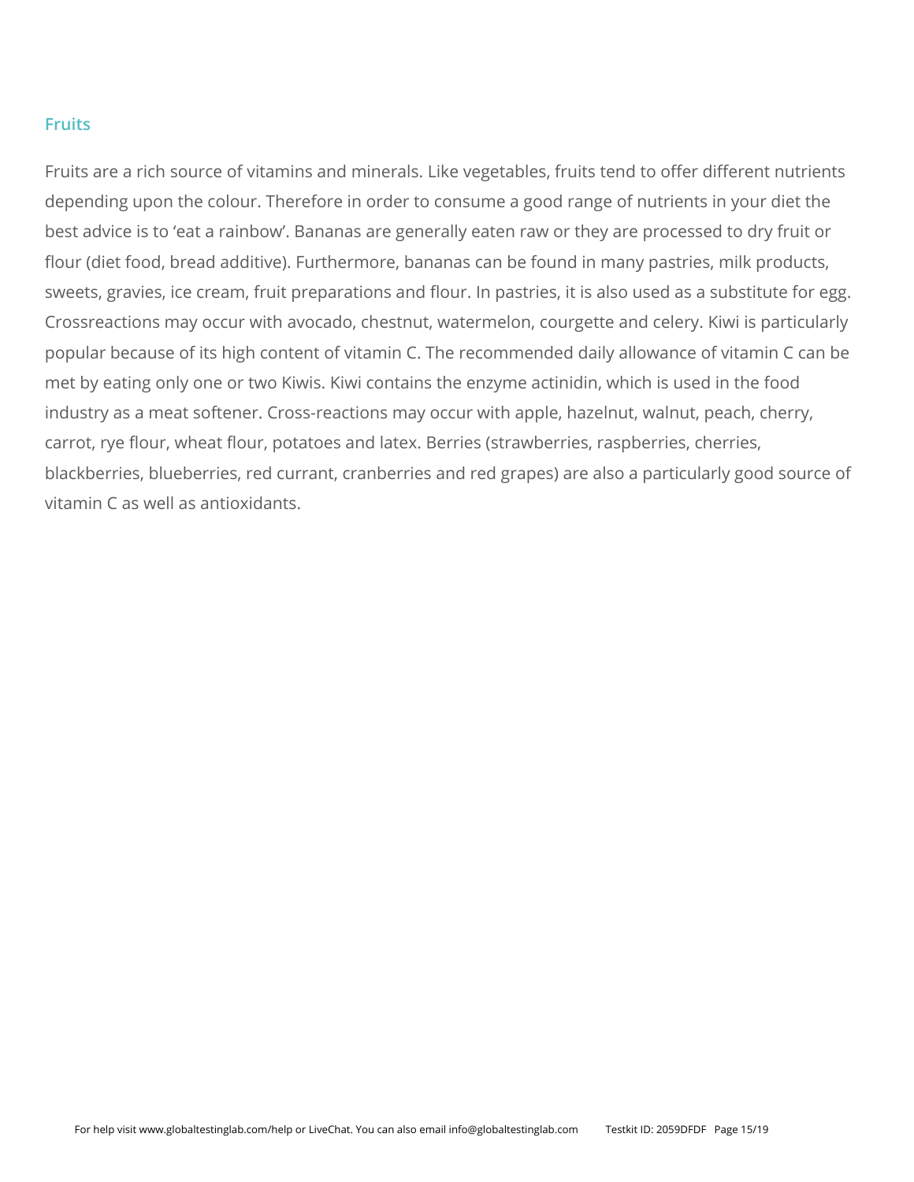## Fruits

Fruits are a rich source of vitamins and minerals. Like vegetables, fruits tend to offer different nutrients depending upon the colour. Therefore in order to consume a good range of nutrients in your diet the best advice is to 'eat a rainbow'. Bananas are generally eaten raw or they are processed to dry fruit or flour (diet food, bread additive). Furthermore, bananas can be found in many pastries, milk products, sweets, gravies, ice cream, fruit preparations and flour. In pastries, it is also used as a substitute for egg. Crossreactions may occur with avocado, chestnut, watermelon, courgette and celery. Kiwi is particularly popular because of its high content of vitamin C. The recommended daily allowance of vitamin C can be met by eating only one or two Kiwis. Kiwi contains the enzyme actinidin, which is used in the food industry as a meat softener. Cross-reactions may occur with apple, hazelnut, walnut, peach, cherry, carrot, rye flour, wheat flour, potatoes and latex. Berries (strawberries, raspberries, cherries, blackberries, blueberries, red currant, cranberries and red grapes) are also a particularly good source of vitamin C as well as antioxidants.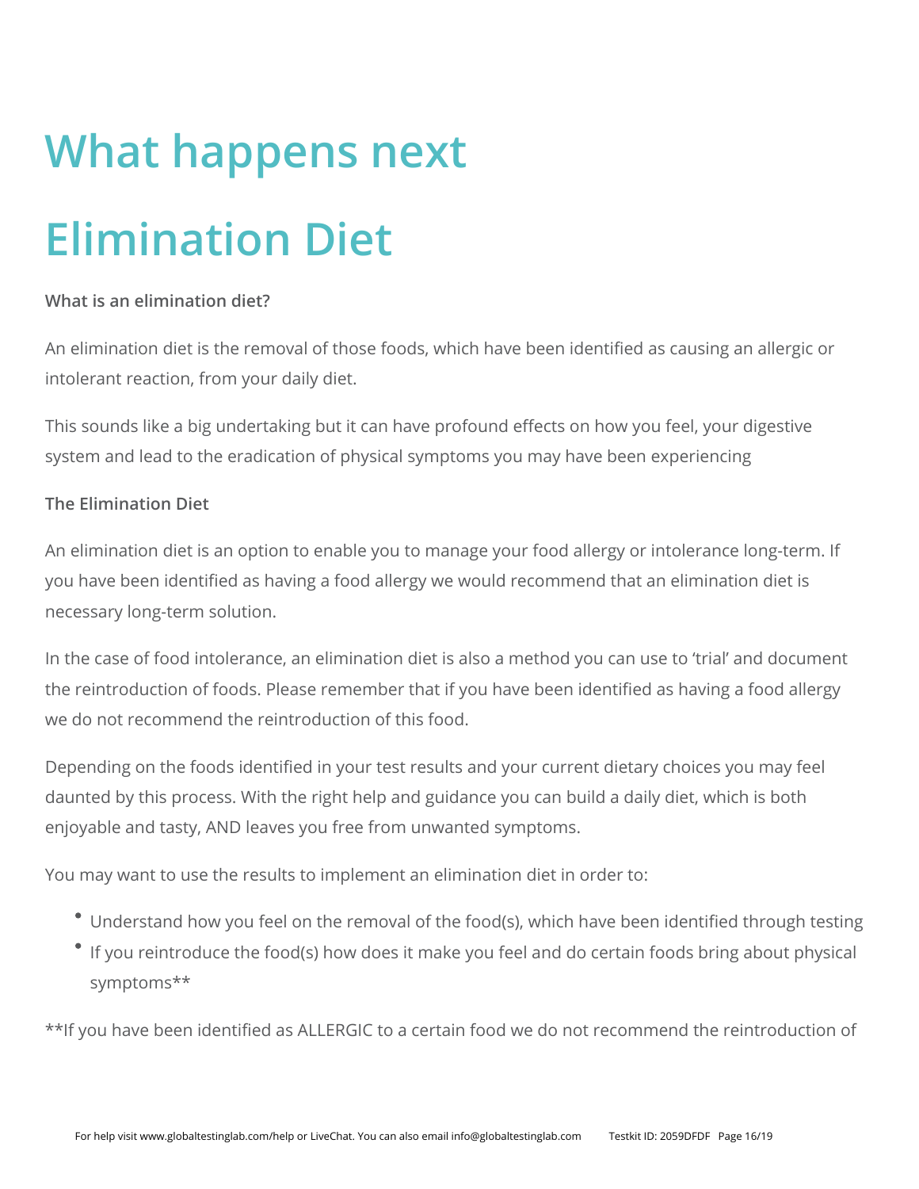# What happens next

# Elimination Diet

**What is an elimination diet?**

An elimination diet is the removal of those foods, which have been identified as causing an allergic or intolerant reaction, from your daily diet.

This sounds like a big undertaking but it can have profound effects on how you feel, your digestive system and lead to the eradication of physical symptoms you may have been experiencing

**The Elimination Diet**

An elimination diet is an option to enable you to manage your food allergy or intolerance long-term. If you have been identified as having a food allergy we would recommend that an elimination diet is necessary long-term solution.

In the case of food intolerance, an elimination diet is also a method you can use to 'trial' and document the reintroduction of foods. Please remember that if you have been identified as having a food allergy we do not recommend the reintroduction of this food.

Depending on the foods identified in your test results and your current dietary choices you may feel daunted by this process. With the right help and guidance you can build a daily diet, which is both enjoyable and tasty, AND leaves you free from unwanted symptoms.

You may want to use the results to implement an elimination diet in order to:

- Understand how you feel on the removal of the food(s), which have been identified through testing
- If you reintroduce the food(s) how does it make you feel and do certain foods bring about physical symptoms**

**If you have been identified as ALLERGIC to a certain food we do not recommend the reintroduction of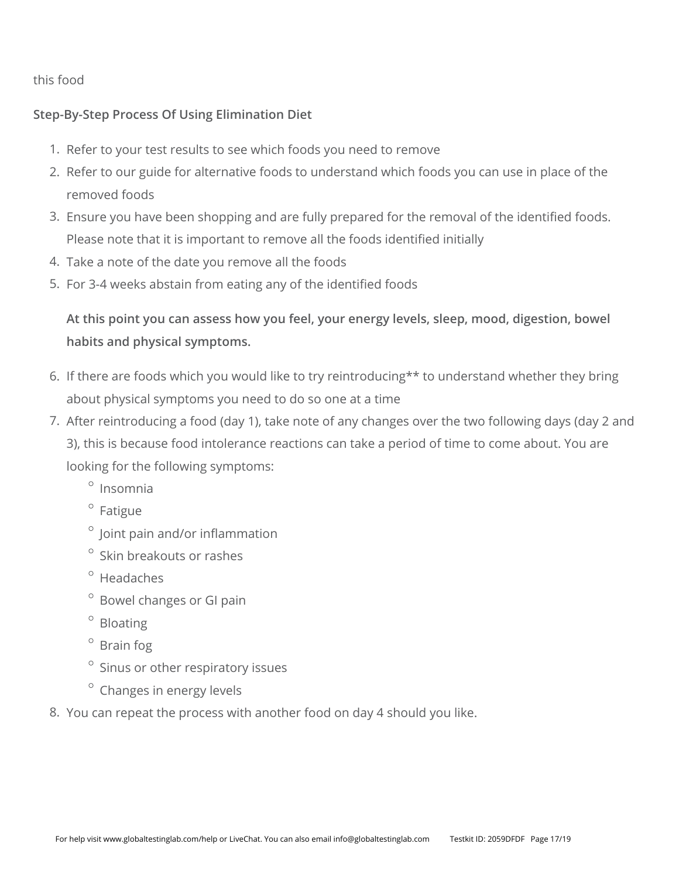this food

**Step-By-Step Process Of Using Elimination Diet**

1. Refer to your test results to see which foods you need to remove
2. Refer to our guide for alternative foods to understand which foods you can use in place of the removed foods
3. Ensure you have been shopping and are fully prepared for the removal of the identified foods. Please note that it is important to remove all the foods identified initially
4. Take a note of the date you remove all the foods
5. For 3-4 weeks abstain from eating any of the identified foods

   **At this point you can assess how you feel, your energy levels, sleep, mood, digestion, bowel habits and physical symptoms.**

6. If there are foods which you would like to try reintroducing** to understand whether they bring about physical symptoms you need to do so one at a time
7. After reintroducing a food (day 1), take note of any changes over the two following days (day 2 and 3), this is because food intolerance reactions can take a period of time to come about. You are looking for the following symptoms:
   - Insomnia
   - Fatigue
   - Joint pain and/or inflammation
   - Skin breakouts or rashes
   - Headaches
   - Bowel changes or GI pain
   - Bloating
   - Brain fog
   - Sinus or other respiratory issues
   - Changes in energy levels
8. You can repeat the process with another food on day 4 should you like.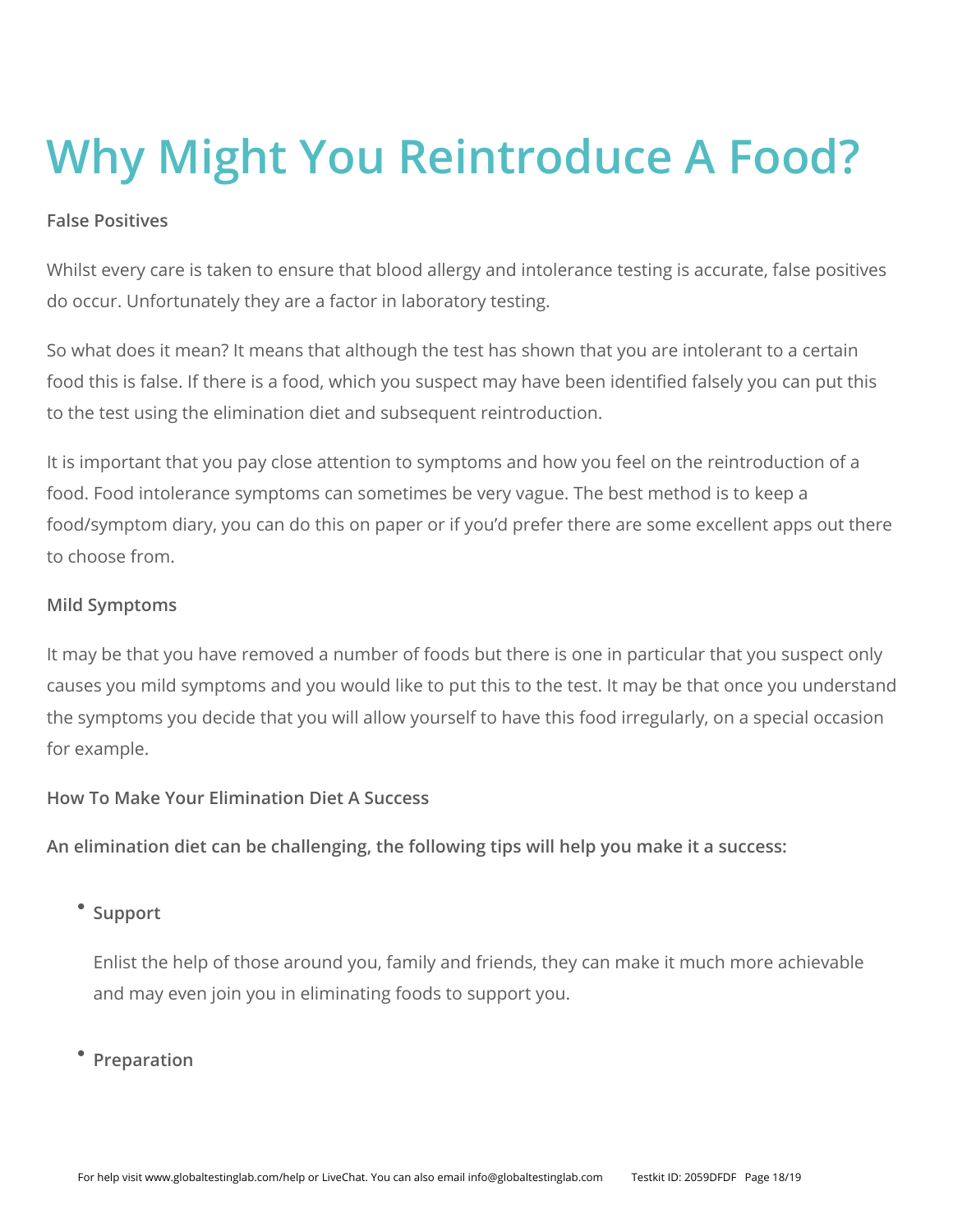# Why Might You Reintroduce A Food?

**False Positives**

Whilst every care is taken to ensure that blood allergy and intolerance testing is accurate, false positives do occur. Unfortunately they are a factor in laboratory testing.

So what does it mean? It means that although the test has shown that you are intolerant to a certain food this is false. If there is a food, which you suspect may have been identified falsely you can put this to the test using the elimination diet and subsequent reintroduction.

It is important that you pay close attention to symptoms and how you feel on the reintroduction of a food. Food intolerance symptoms can sometimes be very vague. The best method is to keep a food/symptom diary, you can do this on paper or if you'd prefer there are some excellent apps out there to choose from.

**Mild Symptoms**

It may be that you have removed a number of foods but there is one in particular that you suspect only causes you mild symptoms and you would like to put this to the test. It may be that once you understand the symptoms you decide that you will allow yourself to have this food irregularly, on a special occasion for example.

**How To Make Your Elimination Diet A Success**

**An elimination diet can be challenging, the following tips will help you make it a success:**

- **Support**

  Enlist the help of those around you, family and friends, they can make it much more achievable and may even join you in eliminating foods to support you.

- **Preparation**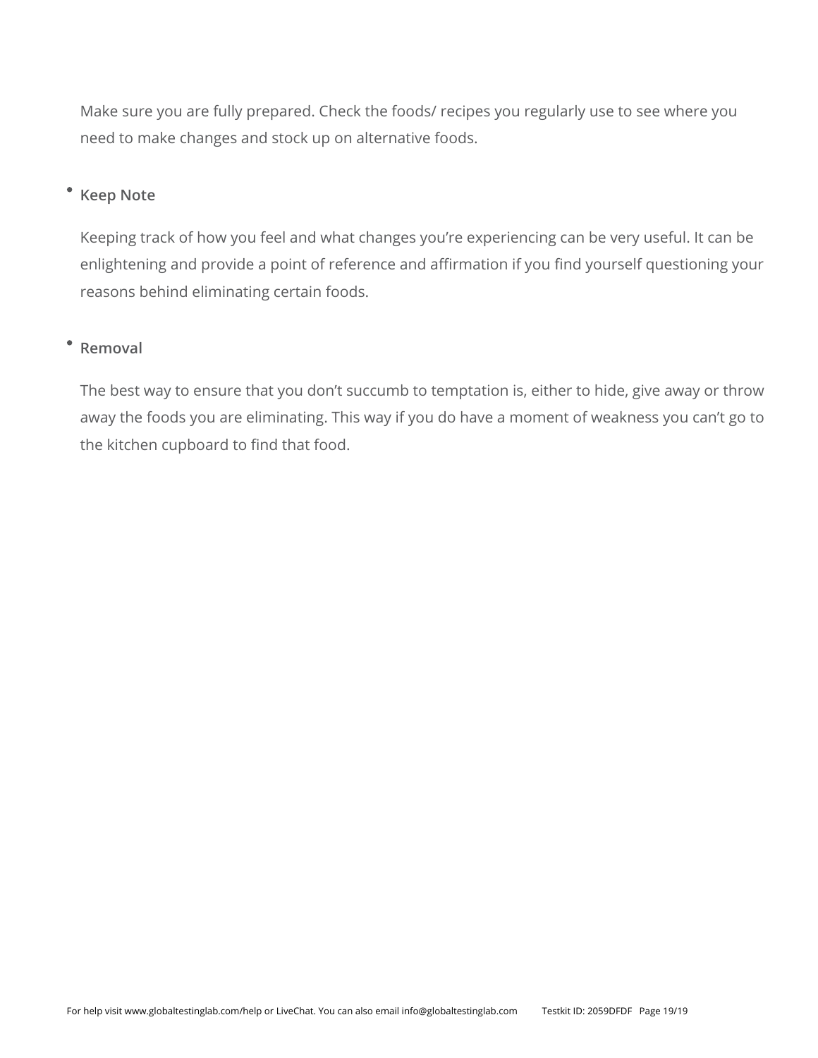Make sure you are fully prepared. Check the foods/ recipes you regularly use to see where you need to make changes and stock up on alternative foods.

- **Keep Note**

  Keeping track of how you feel and what changes you're experiencing can be very useful. It can be enlightening and provide a point of reference and affirmation if you find yourself questioning your reasons behind eliminating certain foods.

- **Removal**

  The best way to ensure that you don't succumb to temptation is, either to hide, give away or throw away the foods you are eliminating. This way if you do have a moment of weakness you can't go to the kitchen cupboard to find that food.